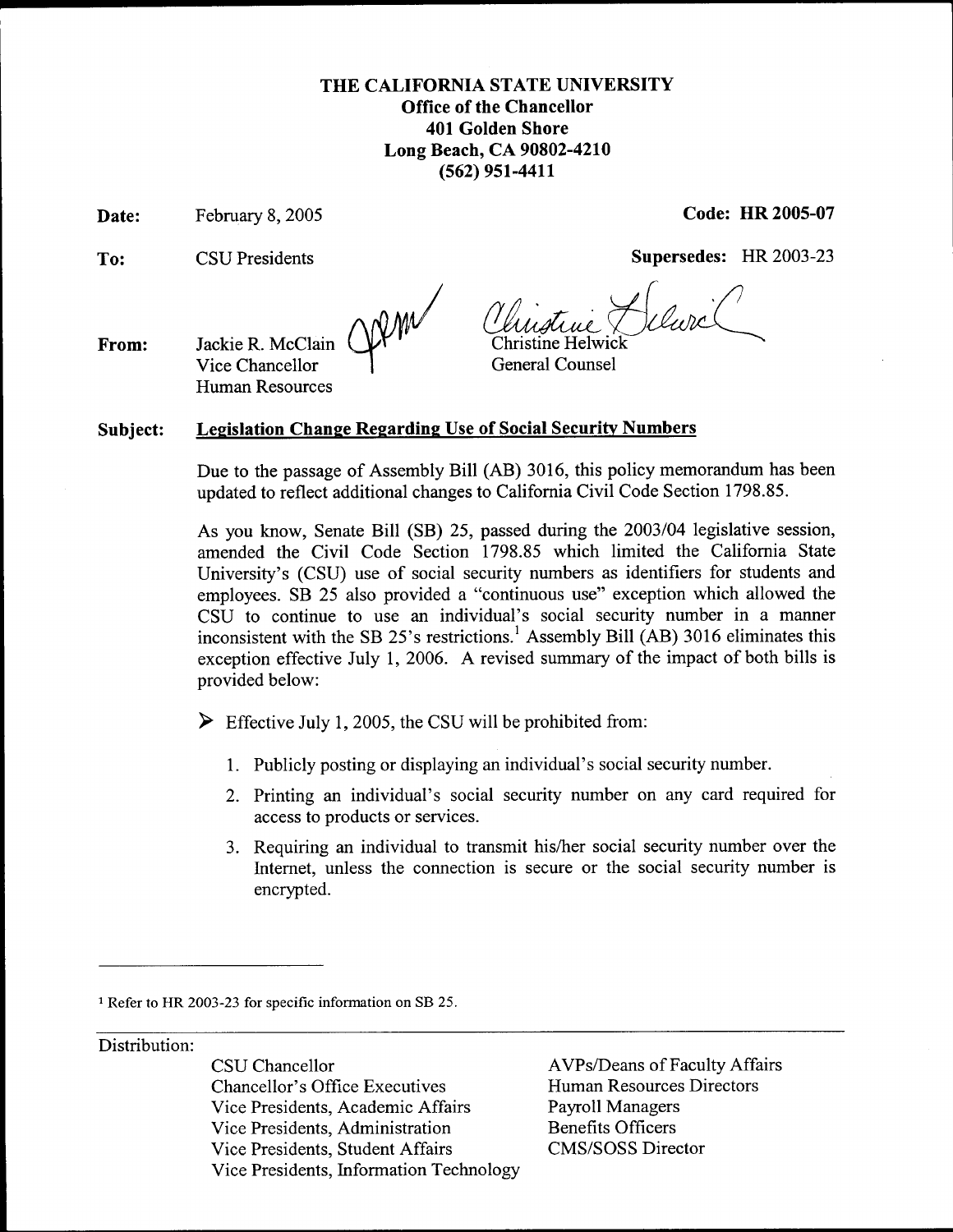# THE CALIFORNIA STATE UNIVERSITY

**Office of the Chancellor**
**401 Golden Shore**
**Long Beach, CA 90802-4210**
**(562) 951-4411**

**Date:** February 8, 2005 **Code: HR 2005-07**

**To:** CSU Presidents **Supersedes:** HR 2003-23

**From:** Jackie R. McClain, Vice Chancellor, Human Resources
Christine Helwick, General Counsel

**Subject:** **Legislation Change Regarding Use of Social Security Numbers**

Due to the passage of Assembly Bill (AB) 3016, this policy memorandum has been updated to reflect additional changes to California Civil Code Section 1798.85.

As you know, Senate Bill (SB) 25, passed during the 2003/04 legislative session, amended the Civil Code Section 1798.85 which limited the California State University's (CSU) use of social security numbers as identifiers for students and employees. SB 25 also provided a "continuous use" exception which allowed the CSU to continue to use an individual's social security number in a manner inconsistent with the SB 25's restrictions.[1] Assembly Bill (AB) 3016 eliminates this exception effective July 1, 2006. A revised summary of the impact of both bills is provided below:

- Effective July 1, 2005, the CSU will be prohibited from:
  1. Publicly posting or displaying an individual's social security number.
  2. Printing an individual's social security number on any card required for access to products or services.
  3. Requiring an individual to transmit his/her social security number over the Internet, unless the connection is secure or the social security number is encrypted.

---

[1] Refer to HR 2003-23 for specific information on SB 25.

Distribution:

- CSU Chancellor
- Chancellor's Office Executives
- Vice Presidents, Academic Affairs
- Vice Presidents, Administration
- Vice Presidents, Student Affairs
- Vice Presidents, Information Technology
- AVPs/Deans of Faculty Affairs
- Human Resources Directors
- Payroll Managers
- Benefits Officers
- CMS/SOSS Director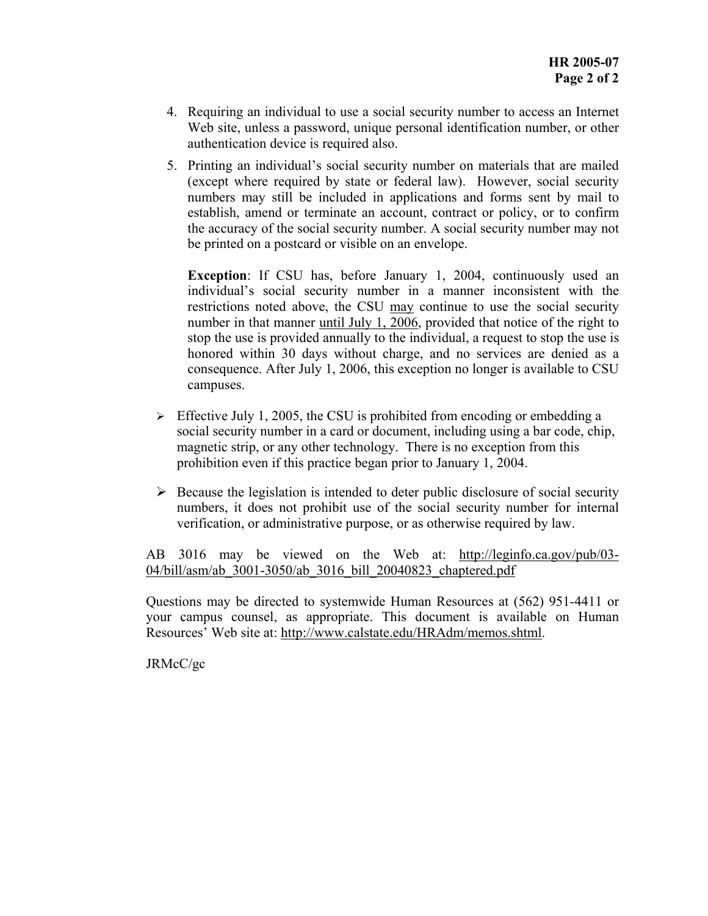4. Requiring an individual to use a social security number to access an Internet Web site, unless a password, unique personal identification number, or other authentication device is required also.

5. Printing an individual's social security number on materials that are mailed (except where required by state or federal law). However, social security numbers may still be included in applications and forms sent by mail to establish, amend or terminate an account, contract or policy, or to confirm the accuracy of the social security number. A social security number may not be printed on a postcard or visible on an envelope.

   **Exception**: If CSU has, before January 1, 2004, continuously used an individual's social security number in a manner inconsistent with the restrictions noted above, the CSU <u>may</u> continue to use the social security number in that manner <u>until July 1, 2006</u>, provided that notice of the right to stop the use is provided annually to the individual, a request to stop the use is honored within 30 days without charge, and no services are denied as a consequence. After July 1, 2006, this exception no longer is available to CSU campuses.

- Effective July 1, 2005, the CSU is prohibited from encoding or embedding a social security number in a card or document, including using a bar code, chip, magnetic strip, or any other technology. There is no exception from this prohibition even if this practice began prior to January 1, 2004.

- Because the legislation is intended to deter public disclosure of social security numbers, it does not prohibit use of the social security number for internal verification, or administrative purpose, or as otherwise required by law.

AB 3016 may be viewed on the Web at: http://leginfo.ca.gov/pub/03-04/bill/asm/ab_3001-3050/ab_3016_bill_20040823_chaptered.pdf

Questions may be directed to systemwide Human Resources at (562) 951-4411 or your campus counsel, as appropriate. This document is available on Human Resources' Web site at: http://www.calstate.edu/HRAdm/memos.shtml.

JRMcC/gc